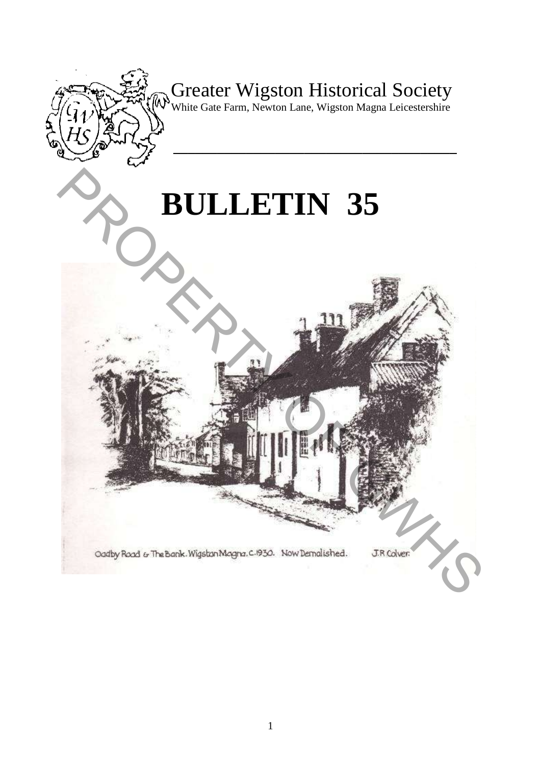Greater Wigston Historical Society

White Gate Farm, Newton Lane, Wigston Magna Leicestershire

# BULLETIN 35

Oadby Road & The Bank. Wigston Magna. C.1930. Now Demolished. J.R Colver.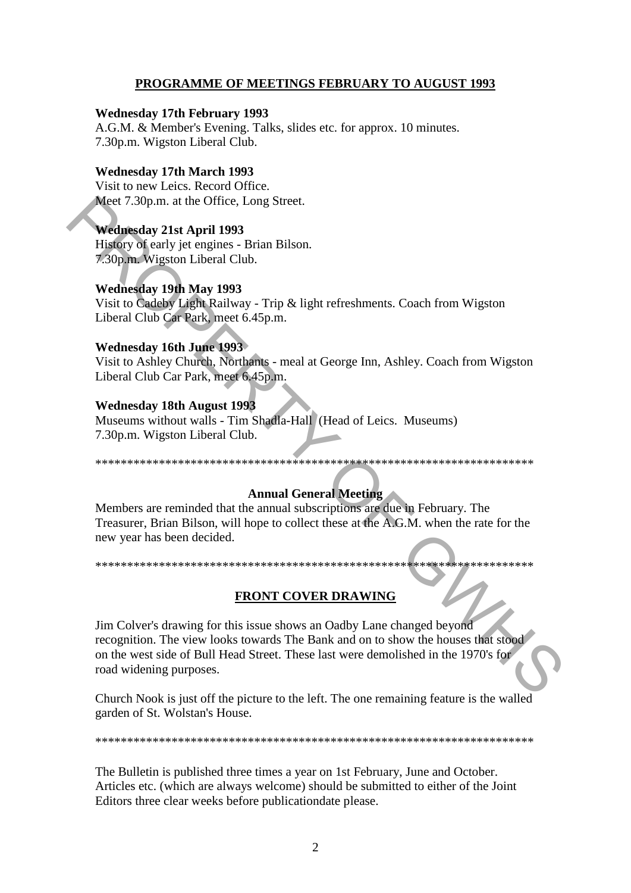## PROGRAMME OF MEETINGS FEBRUARY TO AUGUST 1993

**Wednesday 17th February 1993**
A.G.M. & Member's Evening. Talks, slides etc. for approx. 10 minutes.
7.30p.m. Wigston Liberal Club.

**Wednesday 17th March 1993**
Visit to new Leics. Record Office.
Meet 7.30p.m. at the Office, Long Street.

**Wednesday 21st April 1993**
History of early jet engines - Brian Bilson.
7.30p.m. Wigston Liberal Club.

**Wednesday 19th May 1993**
Visit to Cadeby Light Railway - Trip & light refreshments. Coach from Wigston Liberal Club Car Park, meet 6.45p.m.

**Wednesday 16th June 1993**
Visit to Ashley Church, Northants - meal at George Inn, Ashley. Coach from Wigston Liberal Club Car Park, meet 6.45p.m.

**Wednesday 18th August 1993**
Museums without walls - Tim Shadla-Hall (Head of Leics. Museums)
7.30p.m. Wigston Liberal Club.

\*\*\*\*\*\*\*\*\*\*\*\*\*\*\*\*\*\*\*\*\*\*\*\*\*\*\*\*\*\*\*\*\*\*\*\*\*\*\*\*\*\*\*\*\*\*\*\*\*\*\*\*\*\*\*\*\*\*\*\*\*\*\*\*\*\*\*\*\*\*

### Annual General Meeting

Members are reminded that the annual subscriptions are due in February. The Treasurer, Brian Bilson, will hope to collect these at the A.G.M. when the rate for the new year has been decided.

\*\*\*\*\*\*\*\*\*\*\*\*\*\*\*\*\*\*\*\*\*\*\*\*\*\*\*\*\*\*\*\*\*\*\*\*\*\*\*\*\*\*\*\*\*\*\*\*\*\*\*\*\*\*\*\*\*\*\*\*\*\*\*\*\*\*\*\*\*\*

## FRONT COVER DRAWING

Jim Colver's drawing for this issue shows an Oadby Lane changed beyond recognition. The view looks towards The Bank and on to show the houses that stood on the west side of Bull Head Street. These last were demolished in the 1970's for road widening purposes.

Church Nook is just off the picture to the left. The one remaining feature is the walled garden of St. Wolstan's House.

\*\*\*\*\*\*\*\*\*\*\*\*\*\*\*\*\*\*\*\*\*\*\*\*\*\*\*\*\*\*\*\*\*\*\*\*\*\*\*\*\*\*\*\*\*\*\*\*\*\*\*\*\*\*\*\*\*\*\*\*\*\*\*\*\*\*\*\*\*\*

The Bulletin is published three times a year on 1st February, June and October. Articles etc. (which are always welcome) should be submitted to either of the Joint Editors three clear weeks before publicationdate please.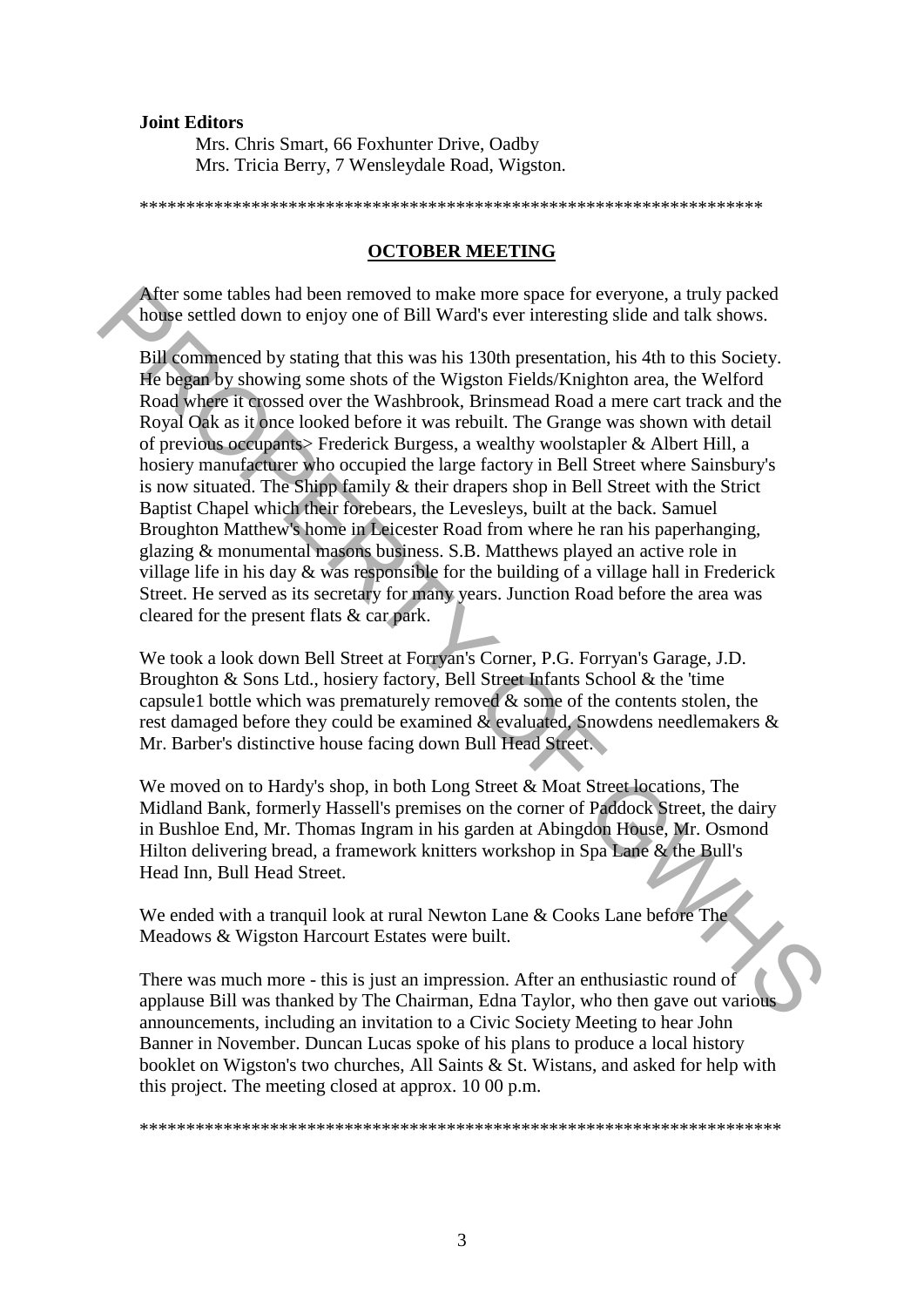**Joint Editors**

Mrs. Chris Smart, 66 Foxhunter Drive, Oadby
Mrs. Tricia Berry, 7 Wensleydale Road, Wigston.

*********************************************************************

## OCTOBER MEETING

After some tables had been removed to make more space for everyone, a truly packed house settled down to enjoy one of Bill Ward's ever interesting slide and talk shows.

Bill commenced by stating that this was his 130th presentation, his 4th to this Society. He began by showing some shots of the Wigston Fields/Knighton area, the Welford Road where it crossed over the Washbrook, Brinsmead Road a mere cart track and the Royal Oak as it once looked before it was rebuilt. The Grange was shown with detail of previous occupants> Frederick Burgess, a wealthy woolstapler & Albert Hill, a hosiery manufacturer who occupied the large factory in Bell Street where Sainsbury's is now situated. The Shipp family & their drapers shop in Bell Street with the Strict Baptist Chapel which their forebears, the Levesleys, built at the back. Samuel Broughton Matthew's home in Leicester Road from where he ran his paperhanging, glazing & monumental masons business. S.B. Matthews played an active role in village life in his day & was responsible for the building of a village hall in Frederick Street. He served as its secretary for many years. Junction Road before the area was cleared for the present flats & car park.

We took a look down Bell Street at Forryan's Corner, P.G. Forryan's Garage, J.D. Broughton & Sons Ltd., hosiery factory, Bell Street Infants School & the 'time capsule1 bottle which was prematurely removed & some of the contents stolen, the rest damaged before they could be examined & evaluated, Snowdens needlemakers & Mr. Barber's distinctive house facing down Bull Head Street.

We moved on to Hardy's shop, in both Long Street & Moat Street locations, The Midland Bank, formerly Hassell's premises on the corner of Paddock Street, the dairy in Bushloe End, Mr. Thomas Ingram in his garden at Abingdon House, Mr. Osmond Hilton delivering bread, a framework knitters workshop in Spa Lane & the Bull's Head Inn, Bull Head Street.

We ended with a tranquil look at rural Newton Lane & Cooks Lane before The Meadows & Wigston Harcourt Estates were built.

There was much more - this is just an impression. After an enthusiastic round of applause Bill was thanked by The Chairman, Edna Taylor, who then gave out various announcements, including an invitation to a Civic Society Meeting to hear John Banner in November. Duncan Lucas spoke of his plans to produce a local history booklet on Wigston's two churches, All Saints & St. Wistans, and asked for help with this project. The meeting closed at approx. 10 00 p.m.

*********************************************************************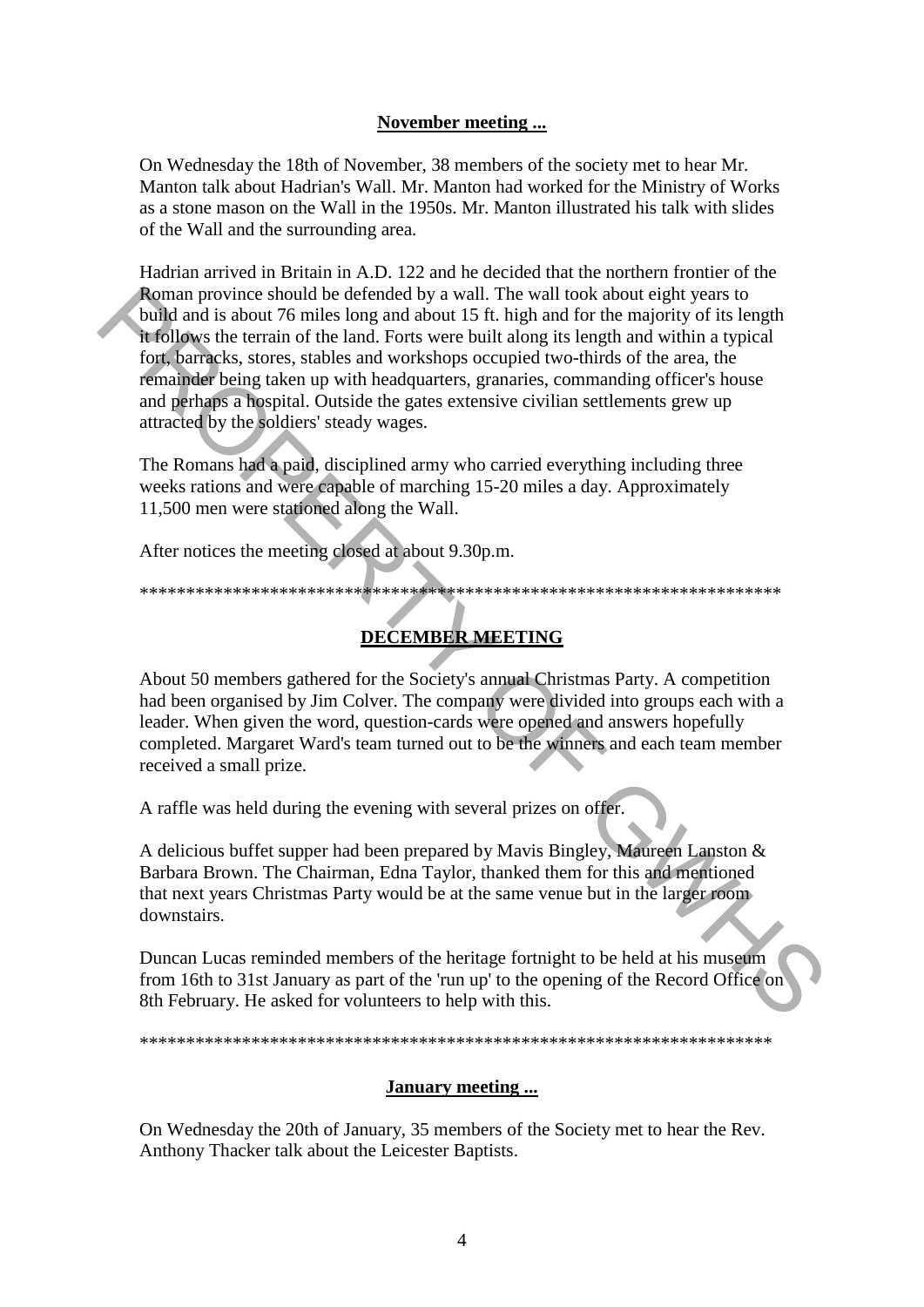**November meeting ...**

On Wednesday the 18th of November, 38 members of the society met to hear Mr. Manton talk about Hadrian's Wall. Mr. Manton had worked for the Ministry of Works as a stone mason on the Wall in the 1950s. Mr. Manton illustrated his talk with slides of the Wall and the surrounding area.

Hadrian arrived in Britain in A.D. 122 and he decided that the northern frontier of the Roman province should be defended by a wall. The wall took about eight years to build and is about 76 miles long and about 15 ft. high and for the majority of its length it follows the terrain of the land. Forts were built along its length and within a typical fort, barracks, stores, stables and workshops occupied two-thirds of the area, the remainder being taken up with headquarters, granaries, commanding officer's house and perhaps a hospital. Outside the gates extensive civilian settlements grew up attracted by the soldiers' steady wages.

The Romans had a paid, disciplined army who carried everything including three weeks rations and were capable of marching 15-20 miles a day. Approximately 11,500 men were stationed along the Wall.

After notices the meeting closed at about 9.30p.m.

\*\*\*\*\*\*\*\*\*\*\*\*\*\*\*\*\*\*\*\*\*\*\*\*\*\*\*\*\*\*\*\*\*\*\*\*\*\*\*\*\*\*\*\*\*\*\*\*\*\*\*\*\*\*\*\*\*\*\*\*\*\*\*\*\*\*\*\*\*\*

**DECEMBER MEETING**

About 50 members gathered for the Society's annual Christmas Party. A competition had been organised by Jim Colver. The company were divided into groups each with a leader. When given the word, question-cards were opened and answers hopefully completed. Margaret Ward's team turned out to be the winners and each team member received a small prize.

A raffle was held during the evening with several prizes on offer.

A delicious buffet supper had been prepared by Mavis Bingley, Maureen Lanston & Barbara Brown. The Chairman, Edna Taylor, thanked them for this and mentioned that next years Christmas Party would be at the same venue but in the larger room downstairs.

Duncan Lucas reminded members of the heritage fortnight to be held at his museum from 16th to 31st January as part of the 'run up' to the opening of the Record Office on 8th February. He asked for volunteers to help with this.

\*\*\*\*\*\*\*\*\*\*\*\*\*\*\*\*\*\*\*\*\*\*\*\*\*\*\*\*\*\*\*\*\*\*\*\*\*\*\*\*\*\*\*\*\*\*\*\*\*\*\*\*\*\*\*\*\*\*\*\*\*\*\*\*\*\*\*\*\*\*

**January meeting ...**

On Wednesday the 20th of January, 35 members of the Society met to hear the Rev. Anthony Thacker talk about the Leicester Baptists.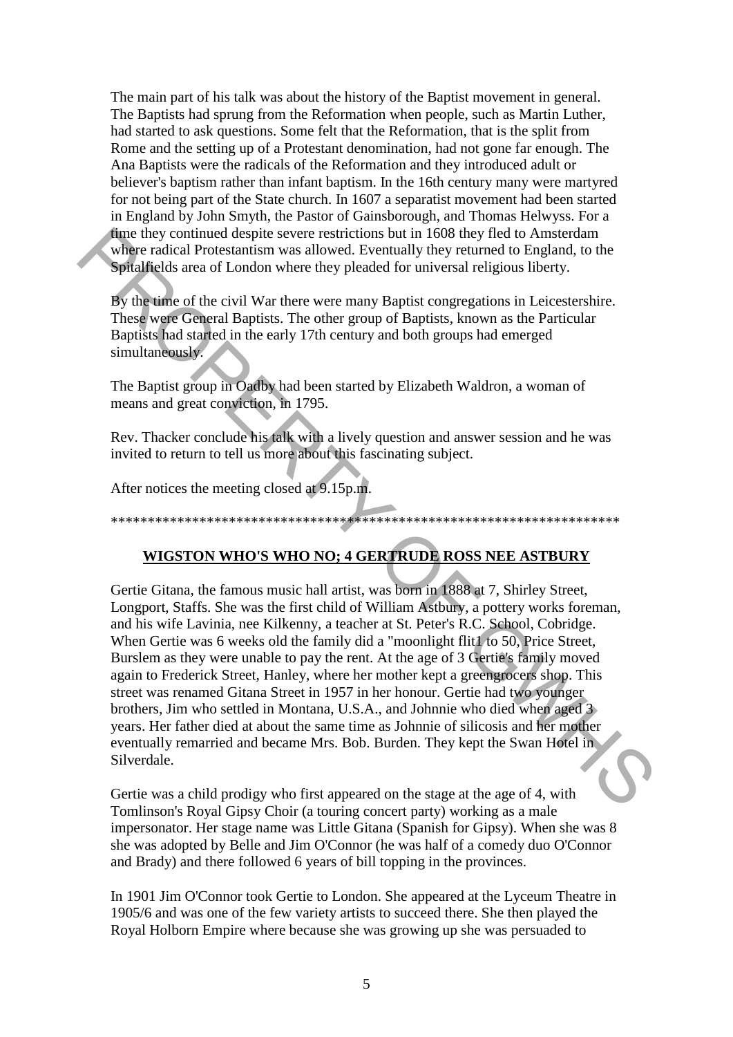The main part of his talk was about the history of the Baptist movement in general. The Baptists had sprung from the Reformation when people, such as Martin Luther, had started to ask questions. Some felt that the Reformation, that is the split from Rome and the setting up of a Protestant denomination, had not gone far enough. The Ana Baptists were the radicals of the Reformation and they introduced adult or believer's baptism rather than infant baptism. In the 16th century many were martyred for not being part of the State church. In 1607 a separatist movement had been started in England by John Smyth, the Pastor of Gainsborough, and Thomas Helwyss. For a time they continued despite severe restrictions but in 1608 they fled to Amsterdam where radical Protestantism was allowed. Eventually they returned to England, to the Spitalfields area of London where they pleaded for universal religious liberty.

By the time of the civil War there were many Baptist congregations in Leicestershire. These were General Baptists. The other group of Baptists, known as the Particular Baptists had started in the early 17th century and both groups had emerged simultaneously.

The Baptist group in Oadby had been started by Elizabeth Waldron, a woman of means and great conviction, in 1795.

Rev. Thacker conclude his talk with a lively question and answer session and he was invited to return to tell us more about this fascinating subject.

After notices the meeting closed at 9.15p.m.

*************************************************************************

## WIGSTON WHO'S WHO NO; 4 GERTRUDE ROSS NEE ASTBURY

Gertie Gitana, the famous music hall artist, was born in 1888 at 7, Shirley Street, Longport, Staffs. She was the first child of William Astbury, a pottery works foreman, and his wife Lavinia, nee Kilkenny, a teacher at St. Peter's R.C. School, Cobridge. When Gertie was 6 weeks old the family did a "moonlight flit1 to 50, Price Street, Burslem as they were unable to pay the rent. At the age of 3 Gertie's family moved again to Frederick Street, Hanley, where her mother kept a greengrocers shop. This street was renamed Gitana Street in 1957 in her honour. Gertie had two younger brothers, Jim who settled in Montana, U.S.A., and Johnnie who died when aged 3 years. Her father died at about the same time as Johnnie of silicosis and her mother eventually remarried and became Mrs. Bob. Burden. They kept the Swan Hotel in Silverdale.

Gertie was a child prodigy who first appeared on the stage at the age of 4, with Tomlinson's Royal Gipsy Choir (a touring concert party) working as a male impersonator. Her stage name was Little Gitana (Spanish for Gipsy). When she was 8 she was adopted by Belle and Jim O'Connor (he was half of a comedy duo O'Connor and Brady) and there followed 6 years of bill topping in the provinces.

In 1901 Jim O'Connor took Gertie to London. She appeared at the Lyceum Theatre in 1905/6 and was one of the few variety artists to succeed there. She then played the Royal Holborn Empire where because she was growing up she was persuaded to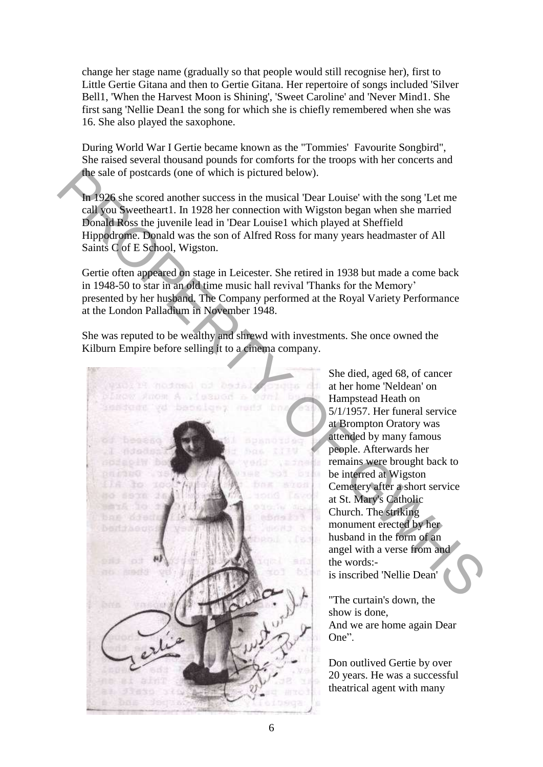change her stage name (gradually so that people would still recognise her), first to Little Gertie Gitana and then to Gertie Gitana. Her repertoire of songs included 'Silver Bell1, 'When the Harvest Moon is Shining', 'Sweet Caroline' and 'Never Mind1. She first sang 'Nellie Dean1 the song for which she is chiefly remembered when she was 16. She also played the saxophone.

During World War I Gertie became known as the "Tommies' Favourite Songbird", She raised several thousand pounds for comforts for the troops with her concerts and the sale of postcards (one of which is pictured below).

In 1926 she scored another success in the musical 'Dear Louise' with the song 'Let me call you Sweetheart1. In 1928 her connection with Wigston began when she married Donald Ross the juvenile lead in 'Dear Louise1 which played at Sheffield Hippodrome. Donald was the son of Alfred Ross for many years headmaster of All Saints C of E School, Wigston.

Gertie often appeared on stage in Leicester. She retired in 1938 but made a come back in 1948-50 to star in an old time music hall revival 'Thanks for the Memory' presented by her husband. The Company performed at the Royal Variety Performance at the London Palladium in November 1948.

She was reputed to be wealthy and shrewd with investments. She once owned the Kilburn Empire before selling it to a cinema company.

She died, aged 68, of cancer at her home 'Neldean' on Hampstead Heath on 5/1/1957. Her funeral service at Brompton Oratory was attended by many famous people. Afterwards her remains were brought back to be interred at Wigston Cemetery after a short service at St. Mary's Catholic Church. The striking monument erected by her husband in the form of an angel with a verse from and the words:-
is inscribed 'Nellie Dean'

"The curtain's down, the show is done,
And we are home again Dear One".

Don outlived Gertie by over 20 years. He was a successful theatrical agent with many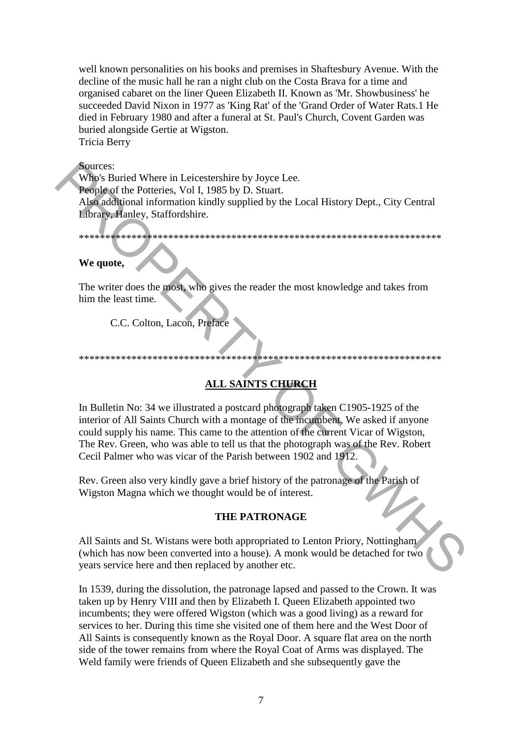well known personalities on his books and premises in Shaftesbury Avenue. With the decline of the music hall he ran a night club on the Costa Brava for a time and organised cabaret on the liner Queen Elizabeth II. Known as 'Mr. Showbusiness' he succeeded David Nixon in 1977 as 'King Rat' of the 'Grand Order of Water Rats.1 He died in February 1980 and after a funeral at St. Paul's Church, Covent Garden was buried alongside Gertie at Wigston.
Tricia Berry

Sources:
Who's Buried Where in Leicestershire by Joyce Lee.
People of the Potteries, Vol I, 1985 by D. Stuart.
Also additional information kindly supplied by the Local History Dept., City Central Library, Hanley, Staffordshire.

*********************************************************************

**We quote,**

The writer does the most, who gives the reader the most knowledge and takes from him the least time.

C.C. Colton, Lacon, Preface

*********************************************************************

## ALL SAINTS CHURCH

In Bulletin No: 34 we illustrated a postcard photograph taken C1905-1925 of the interior of All Saints Church with a montage of the incumbent. We asked if anyone could supply his name. This came to the attention of the current Vicar of Wigston, The Rev. Green, who was able to tell us that the photograph was of the Rev. Robert Cecil Palmer who was vicar of the Parish between 1902 and 1912.

Rev. Green also very kindly gave a brief history of the patronage of the Parish of Wigston Magna which we thought would be of interest.

### THE PATRONAGE

All Saints and St. Wistans were both appropriated to Lenton Priory, Nottingham (which has now been converted into a house). A monk would be detached for two years service here and then replaced by another etc.

In 1539, during the dissolution, the patronage lapsed and passed to the Crown. It was taken up by Henry VIII and then by Elizabeth I. Queen Elizabeth appointed two incumbents; they were offered Wigston (which was a good living) as a reward for services to her. During this time she visited one of them here and the West Door of All Saints is consequently known as the Royal Door. A square flat area on the north side of the tower remains from where the Royal Coat of Arms was displayed. The Weld family were friends of Queen Elizabeth and she subsequently gave the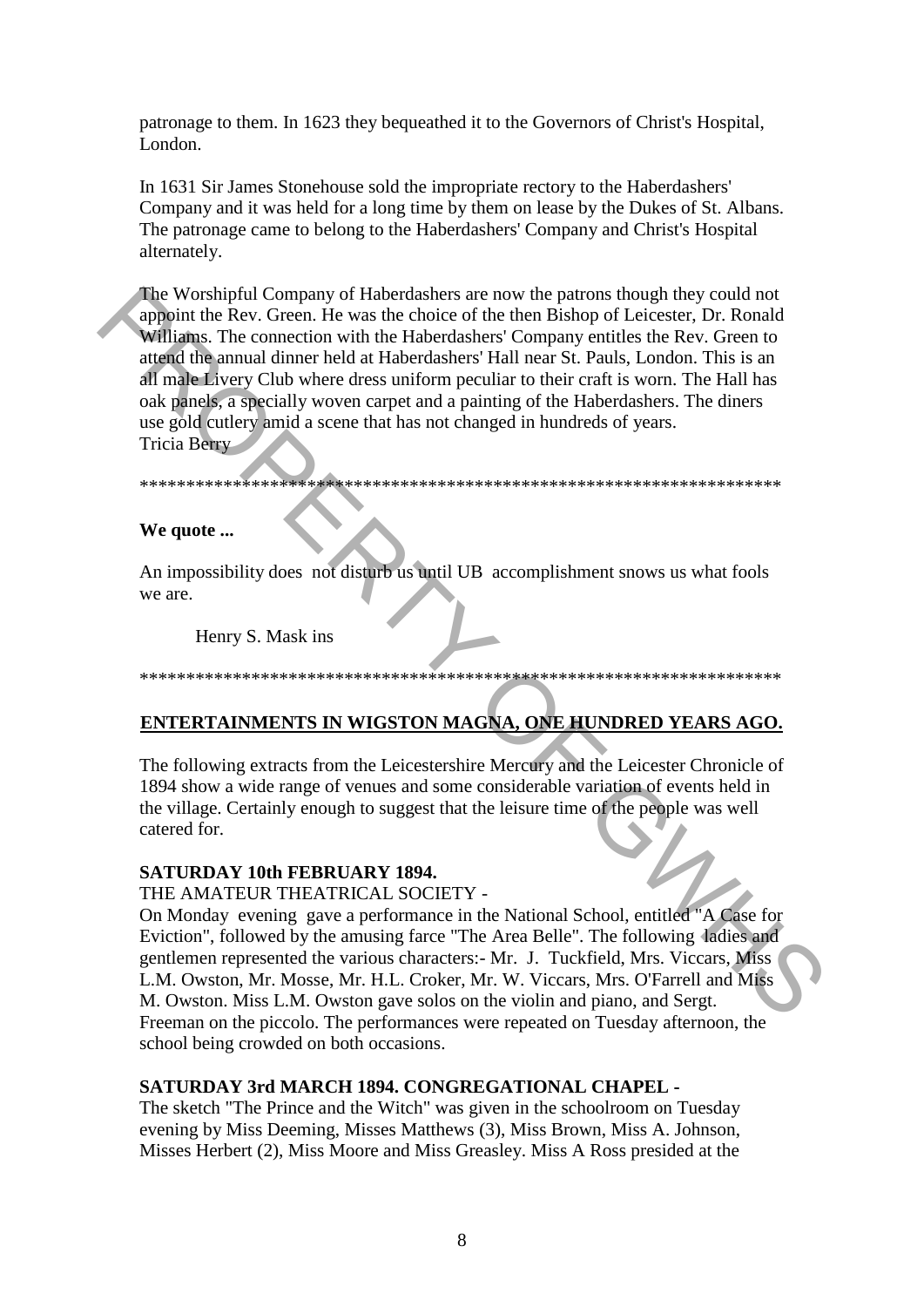patronage to them. In 1623 they bequeathed it to the Governors of Christ's Hospital, London.

In 1631 Sir James Stonehouse sold the impropriate rectory to the Haberdashers' Company and it was held for a long time by them on lease by the Dukes of St. Albans. The patronage came to belong to the Haberdashers' Company and Christ's Hospital alternately.

The Worshipful Company of Haberdashers are now the patrons though they could not appoint the Rev. Green. He was the choice of the then Bishop of Leicester, Dr. Ronald Williams. The connection with the Haberdashers' Company entitles the Rev. Green to attend the annual dinner held at Haberdashers' Hall near St. Pauls, London. This is an all male Livery Club where dress uniform peculiar to their craft is worn. The Hall has oak panels, a specially woven carpet and a painting of the Haberdashers. The diners use gold cutlery amid a scene that has not changed in hundreds of years.
Tricia Berry

***********************************************************************

**We quote ...**

An impossibility does not disturb us until UB accomplishment snows us what fools we are.

Henry S. Mask ins

***********************************************************************

## ENTERTAINMENTS IN WIGSTON MAGNA, ONE HUNDRED YEARS AGO.

The following extracts from the Leicestershire Mercury and the Leicester Chronicle of 1894 show a wide range of venues and some considerable variation of events held in the village. Certainly enough to suggest that the leisure time of the people was well catered for.

**SATURDAY 10th FEBRUARY 1894.**

THE AMATEUR THEATRICAL SOCIETY -

On Monday evening gave a performance in the National School, entitled "A Case for Eviction", followed by the amusing farce "The Area Belle". The following ladies and gentlemen represented the various characters:- Mr. J. Tuckfield, Mrs. Viccars, Miss L.M. Owston, Mr. Mosse, Mr. H.L. Croker, Mr. W. Viccars, Mrs. O'Farrell and Miss M. Owston. Miss L.M. Owston gave solos on the violin and piano, and Sergt. Freeman on the piccolo. The performances were repeated on Tuesday afternoon, the school being crowded on both occasions.

**SATURDAY 3rd MARCH 1894. CONGREGATIONAL CHAPEL -**

The sketch "The Prince and the Witch" was given in the schoolroom on Tuesday evening by Miss Deeming, Misses Matthews (3), Miss Brown, Miss A. Johnson, Misses Herbert (2), Miss Moore and Miss Greasley. Miss A Ross presided at the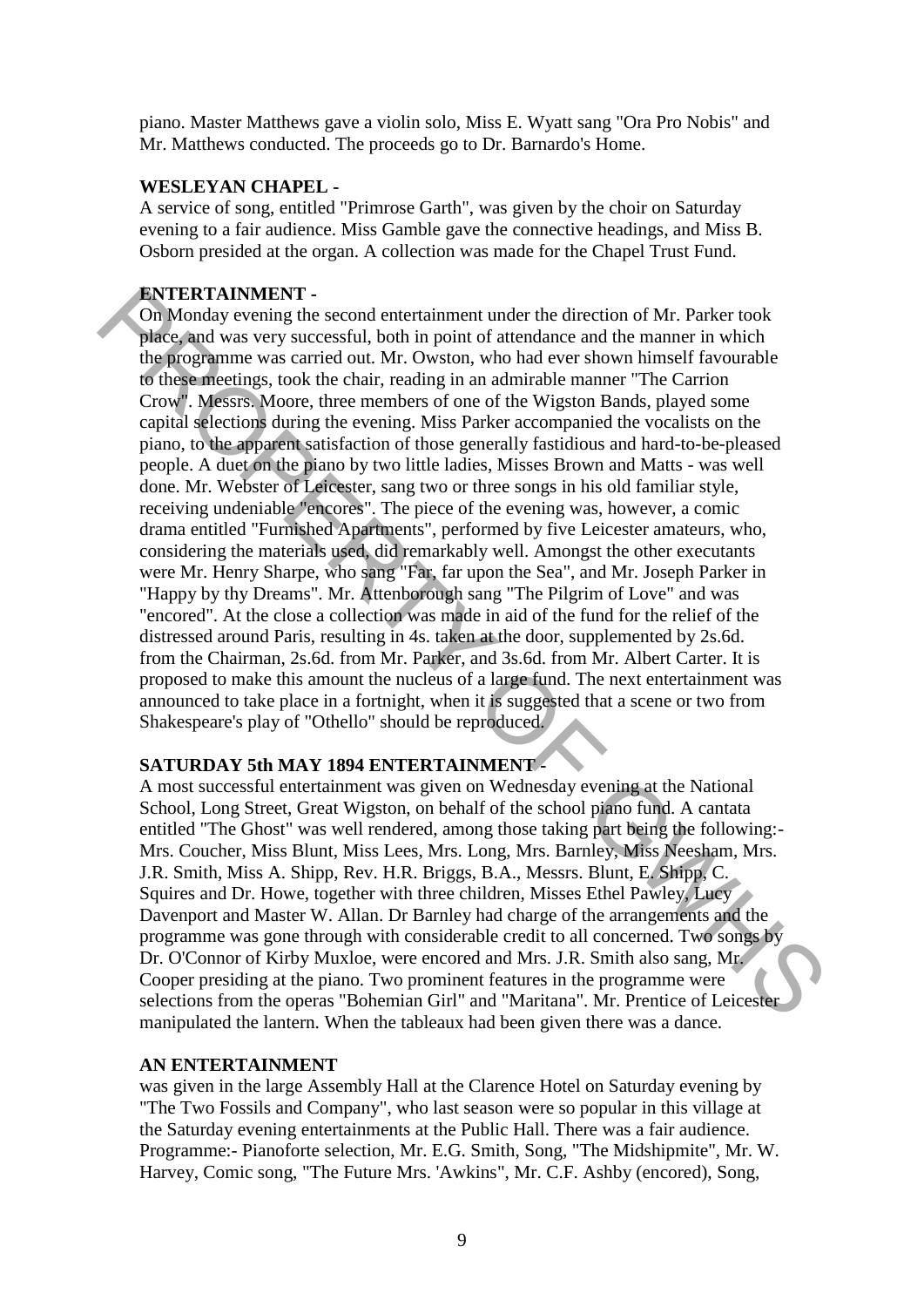piano. Master Matthews gave a violin solo, Miss E. Wyatt sang "Ora Pro Nobis" and Mr. Matthews conducted. The proceeds go to Dr. Barnardo's Home.

**WESLEYAN CHAPEL -**
A service of song, entitled "Primrose Garth", was given by the choir on Saturday evening to a fair audience. Miss Gamble gave the connective headings, and Miss B. Osborn presided at the organ. A collection was made for the Chapel Trust Fund.

**ENTERTAINMENT -**
On Monday evening the second entertainment under the direction of Mr. Parker took place, and was very successful, both in point of attendance and the manner in which the programme was carried out. Mr. Owston, who had ever shown himself favourable to these meetings, took the chair, reading in an admirable manner "The Carrion Crow". Messrs. Moore, three members of one of the Wigston Bands, played some capital selections during the evening. Miss Parker accompanied the vocalists on the piano, to the apparent satisfaction of those generally fastidious and hard-to-be-pleased people. A duet on the piano by two little ladies, Misses Brown and Matts - was well done. Mr. Webster of Leicester, sang two or three songs in his old familiar style, receiving undeniable "encores". The piece of the evening was, however, a comic drama entitled "Furnished Apartments", performed by five Leicester amateurs, who, considering the materials used, did remarkably well. Amongst the other executants were Mr. Henry Sharpe, who sang "Far, far upon the Sea", and Mr. Joseph Parker in "Happy by thy Dreams". Mr. Attenborough sang "The Pilgrim of Love" and was "encored". At the close a collection was made in aid of the fund for the relief of the distressed around Paris, resulting in 4s. taken at the door, supplemented by 2s.6d. from the Chairman, 2s.6d. from Mr. Parker, and 3s.6d. from Mr. Albert Carter. It is proposed to make this amount the nucleus of a large fund. The next entertainment was announced to take place in a fortnight, when it is suggested that a scene or two from Shakespeare's play of "Othello" should be reproduced.

**SATURDAY 5th MAY 1894 ENTERTAINMENT -**
A most successful entertainment was given on Wednesday evening at the National School, Long Street, Great Wigston, on behalf of the school piano fund. A cantata entitled "The Ghost" was well rendered, among those taking part being the following:- Mrs. Coucher, Miss Blunt, Miss Lees, Mrs. Long, Mrs. Barnley, Miss Neesham, Mrs. J.R. Smith, Miss A. Shipp, Rev. H.R. Briggs, B.A., Messrs. Blunt, E. Shipp, C. Squires and Dr. Howe, together with three children, Misses Ethel Pawley, Lucy Davenport and Master W. Allan. Dr Barnley had charge of the arrangements and the programme was gone through with considerable credit to all concerned. Two songs by Dr. O'Connor of Kirby Muxloe, were encored and Mrs. J.R. Smith also sang, Mr. Cooper presiding at the piano. Two prominent features in the programme were selections from the operas "Bohemian Girl" and "Maritana". Mr. Prentice of Leicester manipulated the lantern. When the tableaux had been given there was a dance.

**AN ENTERTAINMENT**
was given in the large Assembly Hall at the Clarence Hotel on Saturday evening by "The Two Fossils and Company", who last season were so popular in this village at the Saturday evening entertainments at the Public Hall. There was a fair audience. Programme:- Pianoforte selection, Mr. E.G. Smith, Song, "The Midshipmite", Mr. W. Harvey, Comic song, "The Future Mrs. 'Awkins", Mr. C.F. Ashby (encored), Song,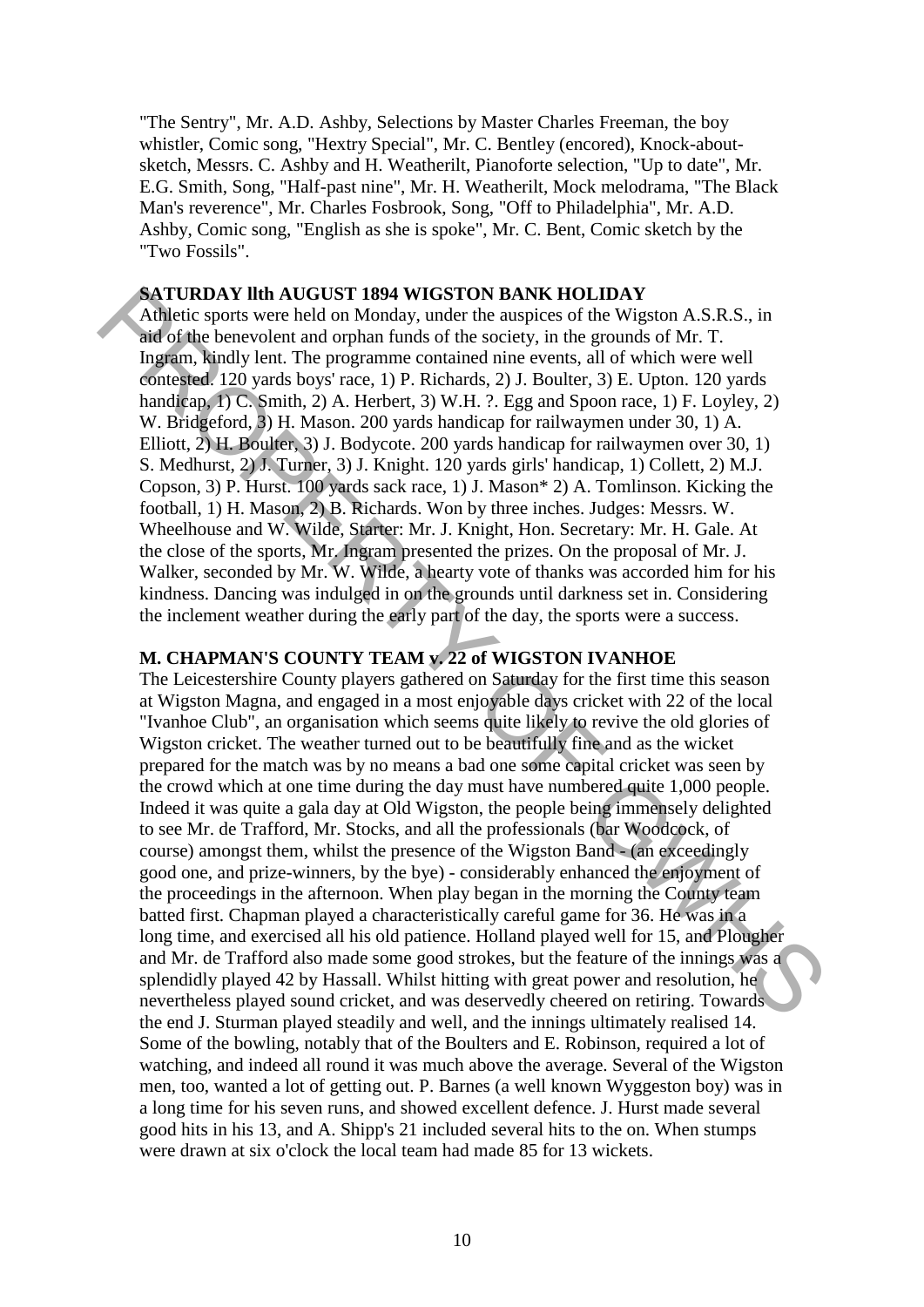"The Sentry", Mr. A.D. Ashby, Selections by Master Charles Freeman, the boy whistler, Comic song, "Hextry Special", Mr. C. Bentley (encored), Knock-about-sketch, Messrs. C. Ashby and H. Weatherilt, Pianoforte selection, "Up to date", Mr. E.G. Smith, Song, "Half-past nine", Mr. H. Weatherilt, Mock melodrama, "The Black Man's reverence", Mr. Charles Fosbrook, Song, "Off to Philadelphia", Mr. A.D. Ashby, Comic song, "English as she is spoke", Mr. C. Bent, Comic sketch by the "Two Fossils".

**SATURDAY llth AUGUST 1894 WIGSTON BANK HOLIDAY**

Athletic sports were held on Monday, under the auspices of the Wigston A.S.R.S., in aid of the benevolent and orphan funds of the society, in the grounds of Mr. T. Ingram, kindly lent. The programme contained nine events, all of which were well contested. 120 yards boys' race, 1) P. Richards, 2) J. Boulter, 3) E. Upton. 120 yards handicap, 1) C. Smith, 2) A. Herbert, 3) W.H. ?. Egg and Spoon race, 1) F. Loyley, 2) W. Bridgeford, 3) H. Mason. 200 yards handicap for railwaymen under 30, 1) A. Elliott, 2) H. Boulter, 3) J. Bodycote. 200 yards handicap for railwaymen over 30, 1) S. Medhurst, 2) J. Turner, 3) J. Knight. 120 yards girls' handicap, 1) Collett, 2) M.J. Copson, 3) P. Hurst. 100 yards sack race, 1) J. Mason* 2) A. Tomlinson. Kicking the football, 1) H. Mason, 2) B. Richards. Won by three inches. Judges: Messrs. W. Wheelhouse and W. Wilde, Starter: Mr. J. Knight, Hon. Secretary: Mr. H. Gale. At the close of the sports, Mr. Ingram presented the prizes. On the proposal of Mr. J. Walker, seconded by Mr. W. Wilde, a hearty vote of thanks was accorded him for his kindness. Dancing was indulged in on the grounds until darkness set in. Considering the inclement weather during the early part of the day, the sports were a success.

**M. CHAPMAN'S COUNTY TEAM v. 22 of WIGSTON IVANHOE**

The Leicestershire County players gathered on Saturday for the first time this season at Wigston Magna, and engaged in a most enjoyable days cricket with 22 of the local "Ivanhoe Club", an organisation which seems quite likely to revive the old glories of Wigston cricket. The weather turned out to be beautifully fine and as the wicket prepared for the match was by no means a bad one some capital cricket was seen by the crowd which at one time during the day must have numbered quite 1,000 people. Indeed it was quite a gala day at Old Wigston, the people being immensely delighted to see Mr. de Trafford, Mr. Stocks, and all the professionals (bar Woodcock, of course) amongst them, whilst the presence of the Wigston Band - (an exceedingly good one, and prize-winners, by the bye) - considerably enhanced the enjoyment of the proceedings in the afternoon. When play began in the morning the County team batted first. Chapman played a characteristically careful game for 36. He was in a long time, and exercised all his old patience. Holland played well for 15, and Plougher and Mr. de Trafford also made some good strokes, but the feature of the innings was a splendidly played 42 by Hassall. Whilst hitting with great power and resolution, he nevertheless played sound cricket, and was deservedly cheered on retiring. Towards the end J. Sturman played steadily and well, and the innings ultimately realised 14. Some of the bowling, notably that of the Boulters and E. Robinson, required a lot of watching, and indeed all round it was much above the average. Several of the Wigston men, too, wanted a lot of getting out. P. Barnes (a well known Wyggeston boy) was in a long time for his seven runs, and showed excellent defence. J. Hurst made several good hits in his 13, and A. Shipp's 21 included several hits to the on. When stumps were drawn at six o'clock the local team had made 85 for 13 wickets.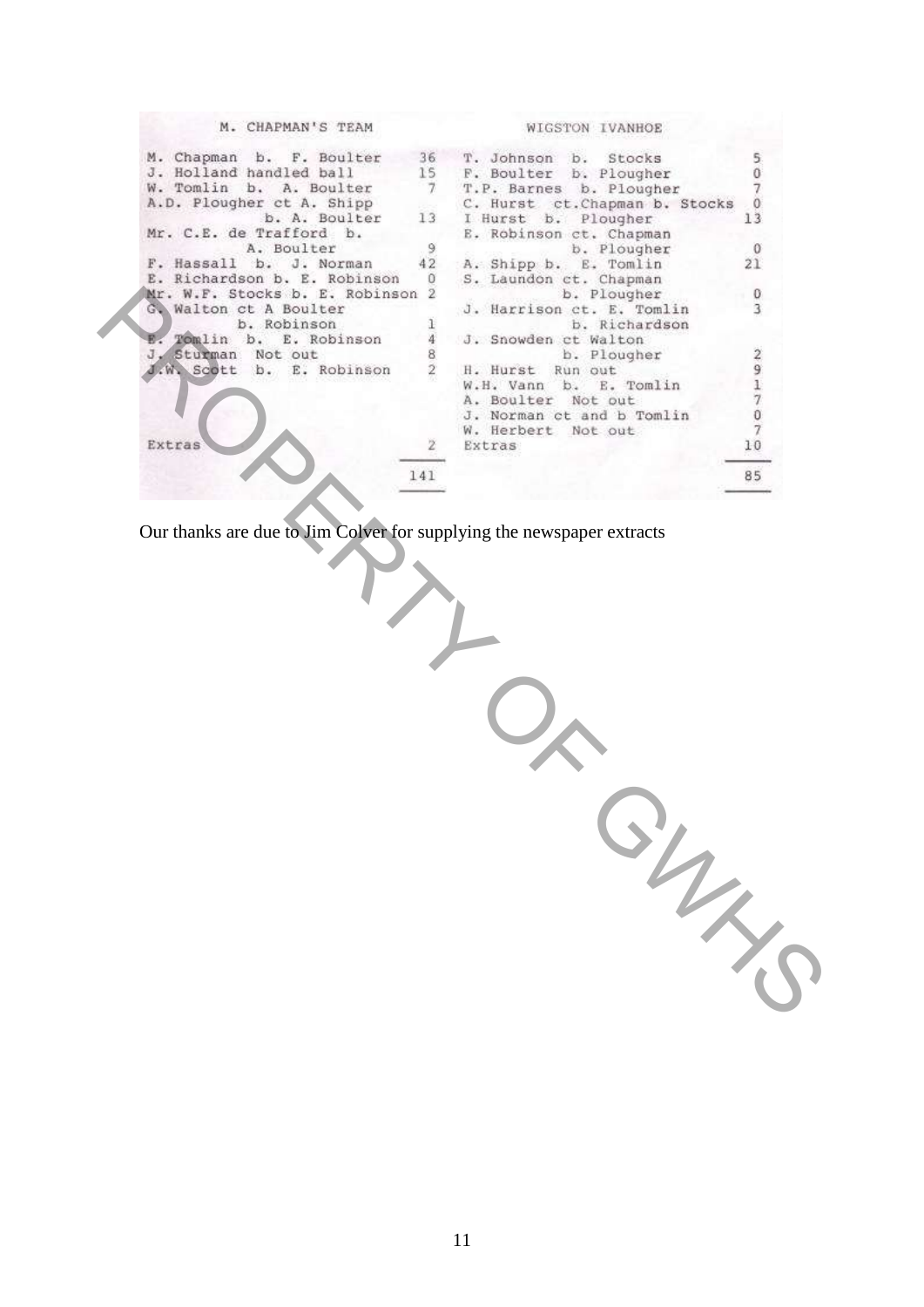| M. CHAPMAN'S TEAM | | WIGSTON IVANHOE | |
|---|---|---|---|
| M. Chapman b. F. Boulter | 36 | T. Johnson b. Stocks | 5 |
| J. Holland handled ball | 15 | F. Boulter b. Plougher | 0 |
| W. Tomlin b. A. Boulter | 7 | T.P. Barnes b. Plougher | 7 |
| A.D. Plougher ct A. Shipp b. A. Boulter | 13 | C. Hurst ct.Chapman b. Stocks | 0 |
| Mr. C.E. de Trafford b. A. Boulter | 9 | I Hurst b. Plougher | 13 |
| F. Hassall b. J. Norman | 42 | E. Robinson ct. Chapman b. Plougher | 0 |
| E. Richardson b. E. Robinson | 0 | A. Shipp b. E. Tomlin | 21 |
| Mr. W.F. Stocks b. E. Robinson | 2 | S. Laundon ct. Chapman b. Plougher | 0 |
| G. Walton ct A Boulter b. Robinson | 1 | J. Harrison ct. E. Tomlin b. Richardson | 3 |
| E. Tomlin b. E. Robinson | 4 | J. Snowden ct Walton b. Plougher | 2 |
| J. Sturman Not out | 8 | H. Hurst Run out | 9 |
| J.W. Scott b. E. Robinson | 2 | W.H. Vann b. E. Tomlin | 1 |
| | | A. Boulter Not out | 7 |
| | | J. Norman ct and b Tomlin | 0 |
| | | W. Herbert Not out | 7 |
| Extras | 2 | Extras | 10 |
| | 141 | | 85 |

Our thanks are due to Jim Colver for supplying the newspaper extracts